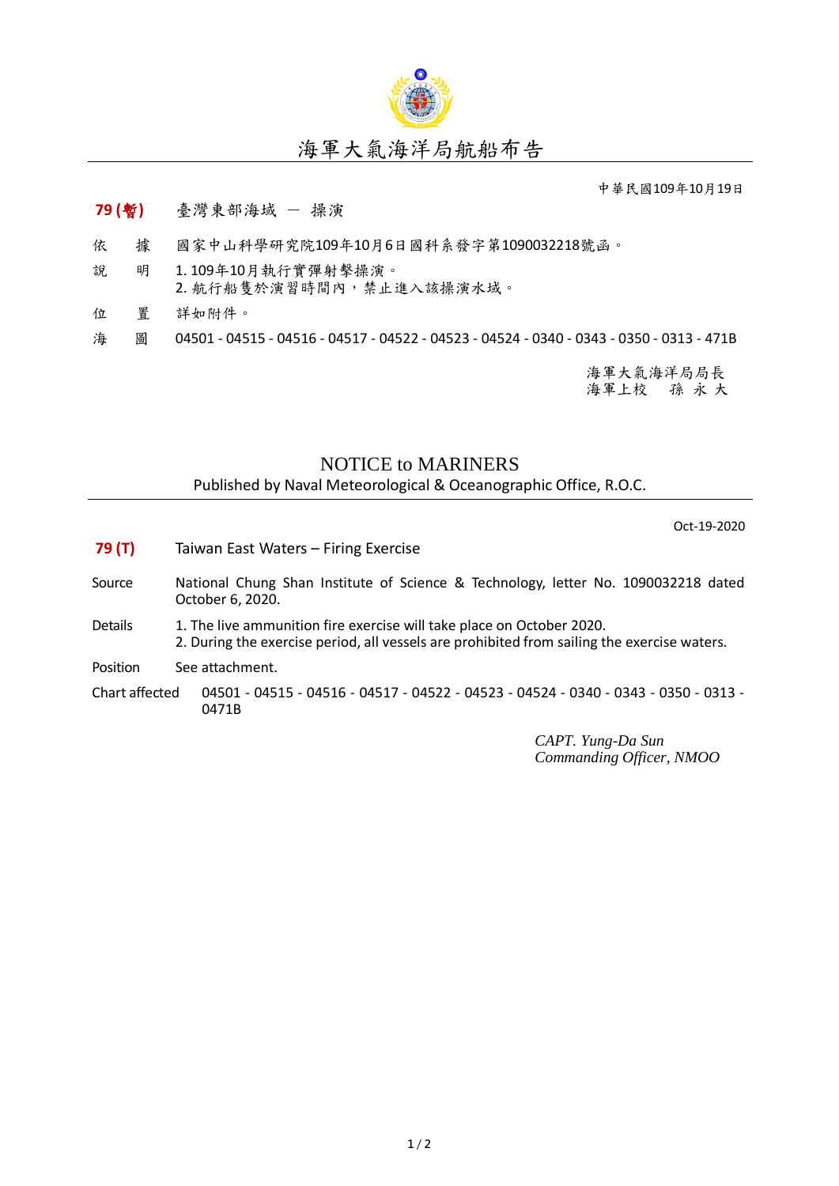# 海軍大氣海洋局航船布告

中華民國109年10月19日

**79 (暫)**　臺灣東部海域 － 操演

依　據　國家中山科學研究院109年10月6日國科系發字第1090032218號函。

說　明　1. 109年10月執行實彈射擊操演。
2. 航行船隻於演習時間內，禁止進入該操演水域。

位　置　詳如附件。

海　圖　04501 - 04515 - 04516 - 04517 - 04522 - 04523 - 04524 - 0340 - 0343 - 0350 - 0313 - 471B

海軍大氣海洋局局長
海軍上校　孫 永 大

## NOTICE to MARINERS

Published by Naval Meteorological & Oceanographic Office, R.O.C.

Oct-19-2020

**79 (T)**　Taiwan East Waters – Firing Exercise

Source　National Chung Shan Institute of Science & Technology, letter No. 1090032218 dated October 6, 2020.

Details　1. The live ammunition fire exercise will take place on October 2020.
2. During the exercise period, all vessels are prohibited from sailing the exercise waters.

Position　See attachment.

Chart affected　04501 - 04515 - 04516 - 04517 - 04522 - 04523 - 04524 - 0340 - 0343 - 0350 - 0313 - 0471B

*CAPT. Yung-Da Sun*
*Commanding Officer, NMOO*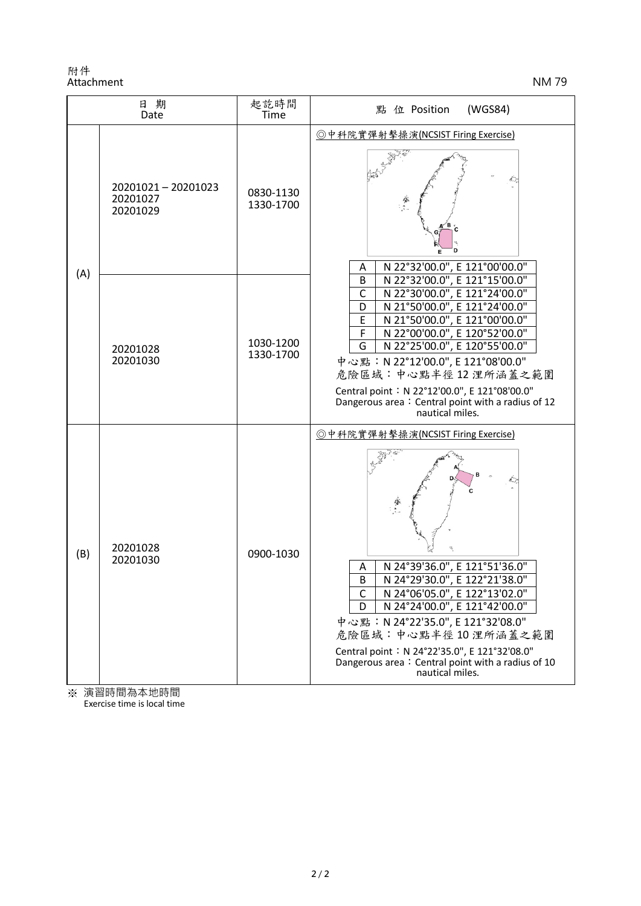附件
Attachment

NM 79

| 日 期 Date | | 起訖時間 Time | 點 位 Position (WGS84) |
|---|---|---|---|
| (A) | 20201021 – 20201023<br>20201027<br>20201029 | 0830-1130<br>1330-1700 | ◎中科院實彈射擊操演(NCSIST Firing Exercise)<br>A: N 22°32'00.0", E 121°00'00.0"<br>B: N 22°32'00.0", E 121°15'00.0"<br>C: N 22°30'00.0", E 121°24'00.0"<br>D: N 21°50'00.0", E 121°24'00.0"<br>E: N 21°50'00.0", E 121°00'00.0"<br>F: N 22°00'00.0", E 120°52'00.0"<br>G: N 22°25'00.0", E 120°55'00.0"<br>中心點：N 22°12'00.0", E 121°08'00.0"<br>危險區域：中心點半徑 12 浬所涵蓋之範圍<br>Central point：N 22°12'00.0", E 121°08'00.0"<br>Dangerous area：Central point with a radius of 12 nautical miles. |
| | 20201028<br>20201030 | 1030-1200<br>1330-1700 | |
| (B) | 20201028<br>20201030 | 0900-1030 | ◎中科院實彈射擊操演(NCSIST Firing Exercise)<br>A: N 24°39'36.0", E 121°51'36.0"<br>B: N 24°29'30.0", E 122°21'38.0"<br>C: N 24°06'05.0", E 122°13'02.0"<br>D: N 24°24'00.0", E 121°42'00.0"<br>中心點：N 24°22'35.0", E 121°32'08.0"<br>危險區域：中心點半徑 10 浬所涵蓋之範圍<br>Central point：N 24°22'35.0", E 121°32'08.0"<br>Dangerous area：Central point with a radius of 10 nautical miles. |

※ 演習時間為本地時間
Exercise time is local time